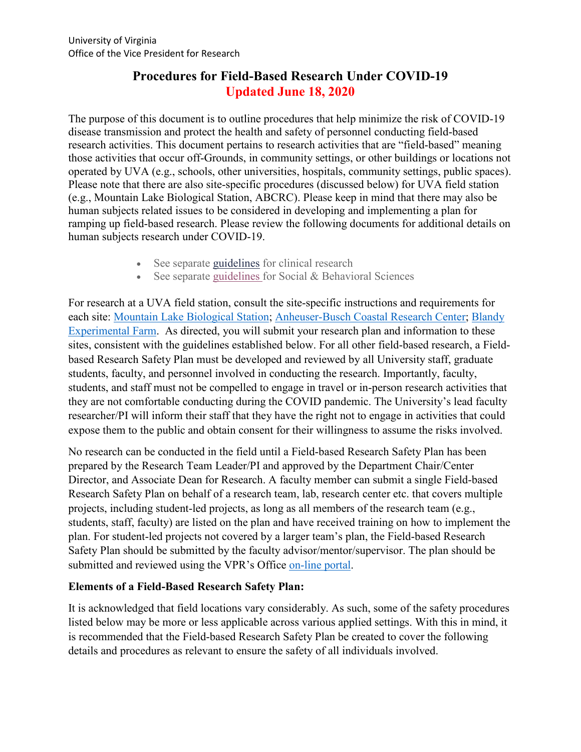University of Virginia
Office of the Vice President for Research

# Procedures for Field-Based Research Under COVID-19

**Updated June 18, 2020**

The purpose of this document is to outline procedures that help minimize the risk of COVID-19 disease transmission and protect the health and safety of personnel conducting field-based research activities. This document pertains to research activities that are "field-based" meaning those activities that occur off-Grounds, in community settings, or other buildings or locations not operated by UVA (e.g., schools, other universities, hospitals, community settings, public spaces). Please note that there are also site-specific procedures (discussed below) for UVA field station (e.g., Mountain Lake Biological Station, ABCRC). Please keep in mind that there may also be human subjects related issues to be considered in developing and implementing a plan for ramping up field-based research. Please review the following documents for additional details on human subjects research under COVID-19.

- See separate guidelines for clinical research
- See separate guidelines for Social & Behavioral Sciences

For research at a UVA field station, consult the site-specific instructions and requirements for each site: Mountain Lake Biological Station; Anheuser-Busch Coastal Research Center; Blandy Experimental Farm. As directed, you will submit your research plan and information to these sites, consistent with the guidelines established below. For all other field-based research, a Field-based Research Safety Plan must be developed and reviewed by all University staff, graduate students, faculty, and personnel involved in conducting the research. Importantly, faculty, students, and staff must not be compelled to engage in travel or in-person research activities that they are not comfortable conducting during the COVID pandemic. The University's lead faculty researcher/PI will inform their staff that they have the right not to engage in activities that could expose them to the public and obtain consent for their willingness to assume the risks involved.

No research can be conducted in the field until a Field-based Research Safety Plan has been prepared by the Research Team Leader/PI and approved by the Department Chair/Center Director, and Associate Dean for Research. A faculty member can submit a single Field-based Research Safety Plan on behalf of a research team, lab, research center etc. that covers multiple projects, including student-led projects, as long as all members of the research team (e.g., students, staff, faculty) are listed on the plan and have received training on how to implement the plan. For student-led projects not covered by a larger team's plan, the Field-based Research Safety Plan should be submitted by the faculty advisor/mentor/supervisor. The plan should be submitted and reviewed using the VPR's Office on-line portal.

**Elements of a Field-Based Research Safety Plan:**

It is acknowledged that field locations vary considerably. As such, some of the safety procedures listed below may be more or less applicable across various applied settings. With this in mind, it is recommended that the Field-based Research Safety Plan be created to cover the following details and procedures as relevant to ensure the safety of all individuals involved.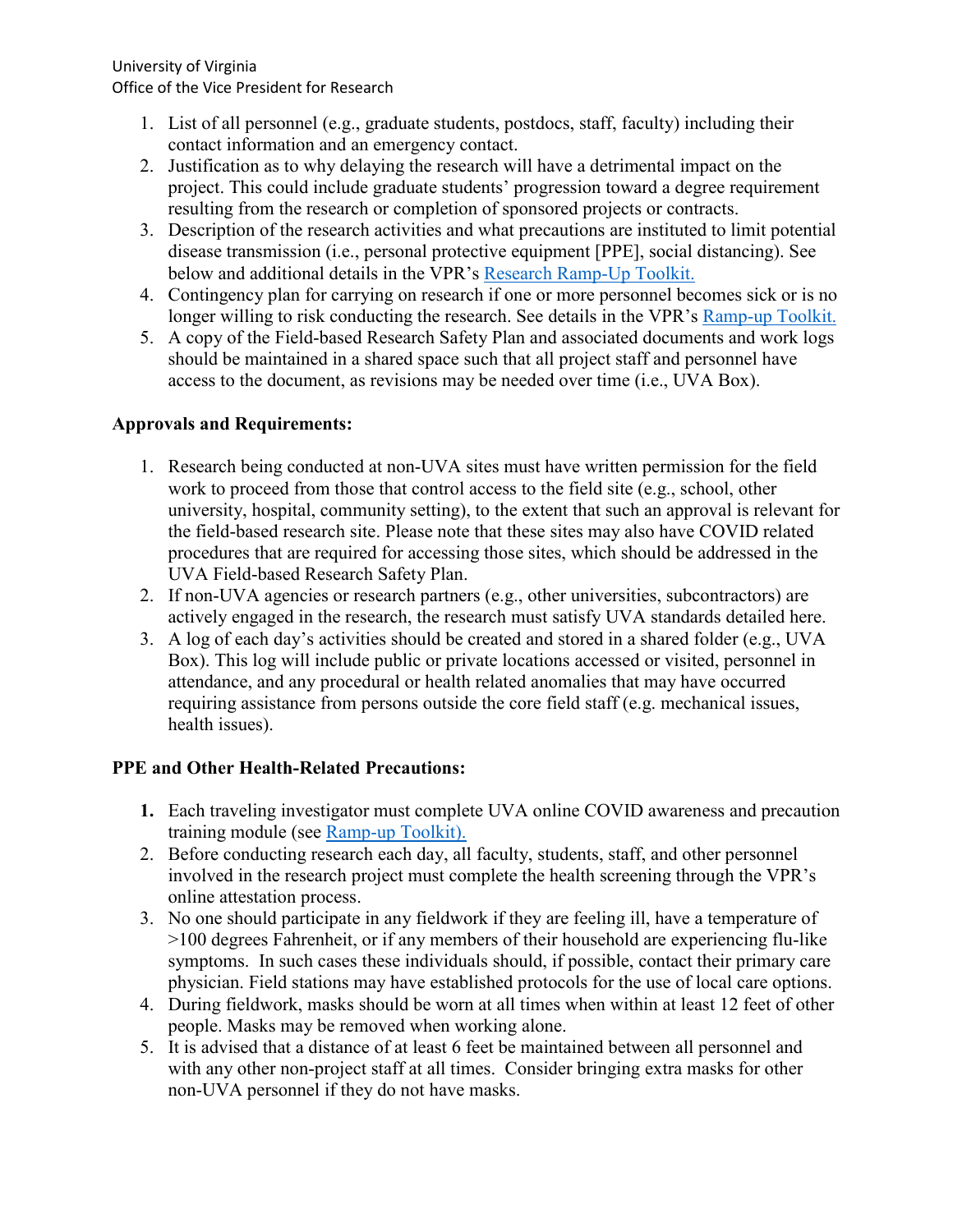1. List of all personnel (e.g., graduate students, postdocs, staff, faculty) including their contact information and an emergency contact.
2. Justification as to why delaying the research will have a detrimental impact on the project. This could include graduate students' progression toward a degree requirement resulting from the research or completion of sponsored projects or contracts.
3. Description of the research activities and what precautions are instituted to limit potential disease transmission (i.e., personal protective equipment [PPE], social distancing). See below and additional details in the VPR's Research Ramp-Up Toolkit.
4. Contingency plan for carrying on research if one or more personnel becomes sick or is no longer willing to risk conducting the research. See details in the VPR's Ramp-up Toolkit.
5. A copy of the Field-based Research Safety Plan and associated documents and work logs should be maintained in a shared space such that all project staff and personnel have access to the document, as revisions may be needed over time (i.e., UVA Box).

**Approvals and Requirements:**

1. Research being conducted at non-UVA sites must have written permission for the field work to proceed from those that control access to the field site (e.g., school, other university, hospital, community setting), to the extent that such an approval is relevant for the field-based research site. Please note that these sites may also have COVID related procedures that are required for accessing those sites, which should be addressed in the UVA Field-based Research Safety Plan.
2. If non-UVA agencies or research partners (e.g., other universities, subcontractors) are actively engaged in the research, the research must satisfy UVA standards detailed here.
3. A log of each day's activities should be created and stored in a shared folder (e.g., UVA Box). This log will include public or private locations accessed or visited, personnel in attendance, and any procedural or health related anomalies that may have occurred requiring assistance from persons outside the core field staff (e.g. mechanical issues, health issues).

**PPE and Other Health-Related Precautions:**

1. Each traveling investigator must complete UVA online COVID awareness and precaution training module (see Ramp-up Toolkit).
2. Before conducting research each day, all faculty, students, staff, and other personnel involved in the research project must complete the health screening through the VPR's online attestation process.
3. No one should participate in any fieldwork if they are feeling ill, have a temperature of >100 degrees Fahrenheit, or if any members of their household are experiencing flu-like symptoms. In such cases these individuals should, if possible, contact their primary care physician. Field stations may have established protocols for the use of local care options.
4. During fieldwork, masks should be worn at all times when within at least 12 feet of other people. Masks may be removed when working alone.
5. It is advised that a distance of at least 6 feet be maintained between all personnel and with any other non-project staff at all times. Consider bringing extra masks for other non-UVA personnel if they do not have masks.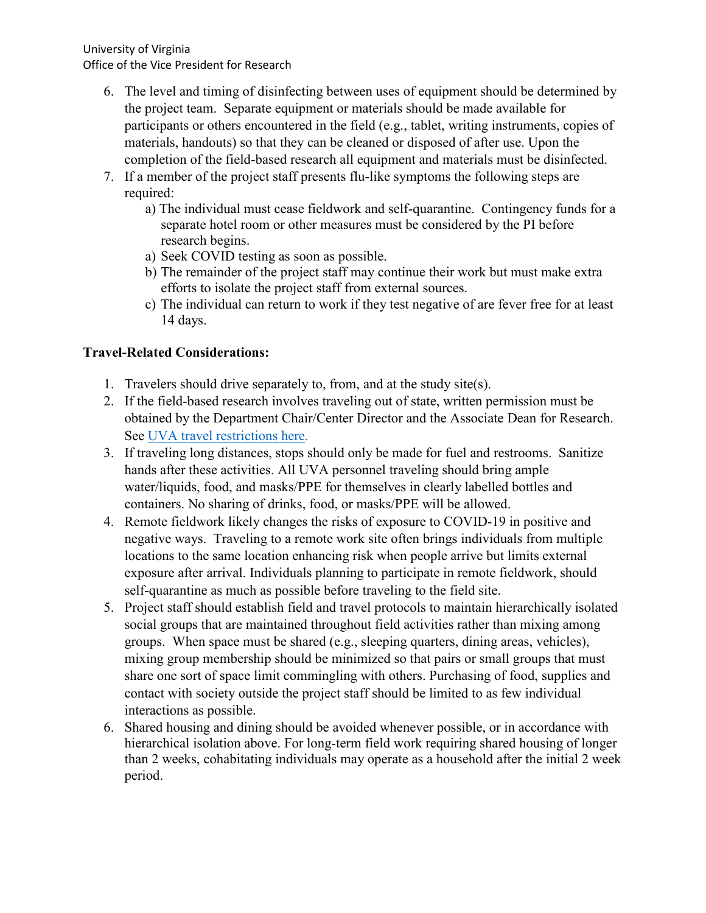6. The level and timing of disinfecting between uses of equipment should be determined by the project team. Separate equipment or materials should be made available for participants or others encountered in the field (e.g., tablet, writing instruments, copies of materials, handouts) so that they can be cleaned or disposed of after use. Upon the completion of the field-based research all equipment and materials must be disinfected.
7. If a member of the project staff presents flu-like symptoms the following steps are required:
   a) The individual must cease fieldwork and self-quarantine. Contingency funds for a separate hotel room or other measures must be considered by the PI before research begins.
   a) Seek COVID testing as soon as possible.
   b) The remainder of the project staff may continue their work but must make extra efforts to isolate the project staff from external sources.
   c) The individual can return to work if they test negative of are fever free for at least 14 days.

**Travel-Related Considerations:**

1. Travelers should drive separately to, from, and at the study site(s).
2. If the field-based research involves traveling out of state, written permission must be obtained by the Department Chair/Center Director and the Associate Dean for Research. See [UVA travel restrictions here.]()
3. If traveling long distances, stops should only be made for fuel and restrooms. Sanitize hands after these activities. All UVA personnel traveling should bring ample water/liquids, food, and masks/PPE for themselves in clearly labelled bottles and containers. No sharing of drinks, food, or masks/PPE will be allowed.
4. Remote fieldwork likely changes the risks of exposure to COVID-19 in positive and negative ways. Traveling to a remote work site often brings individuals from multiple locations to the same location enhancing risk when people arrive but limits external exposure after arrival. Individuals planning to participate in remote fieldwork, should self-quarantine as much as possible before traveling to the field site.
5. Project staff should establish field and travel protocols to maintain hierarchically isolated social groups that are maintained throughout field activities rather than mixing among groups. When space must be shared (e.g., sleeping quarters, dining areas, vehicles), mixing group membership should be minimized so that pairs or small groups that must share one sort of space limit commingling with others. Purchasing of food, supplies and contact with society outside the project staff should be limited to as few individual interactions as possible.
6. Shared housing and dining should be avoided whenever possible, or in accordance with hierarchical isolation above. For long-term field work requiring shared housing of longer than 2 weeks, cohabitating individuals may operate as a household after the initial 2 week period.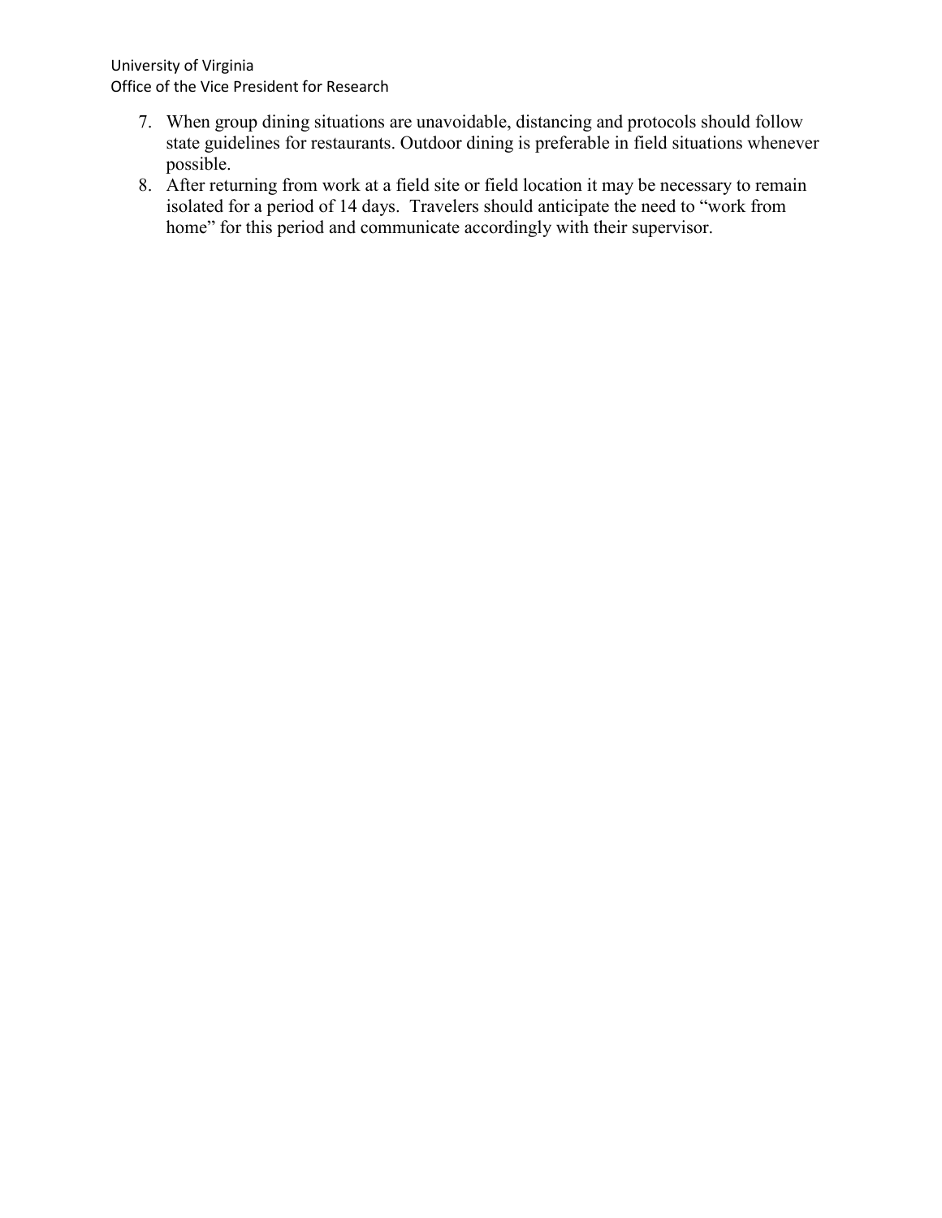7. When group dining situations are unavoidable, distancing and protocols should follow state guidelines for restaurants. Outdoor dining is preferable in field situations whenever possible.
8. After returning from work at a field site or field location it may be necessary to remain isolated for a period of 14 days. Travelers should anticipate the need to "work from home" for this period and communicate accordingly with their supervisor.